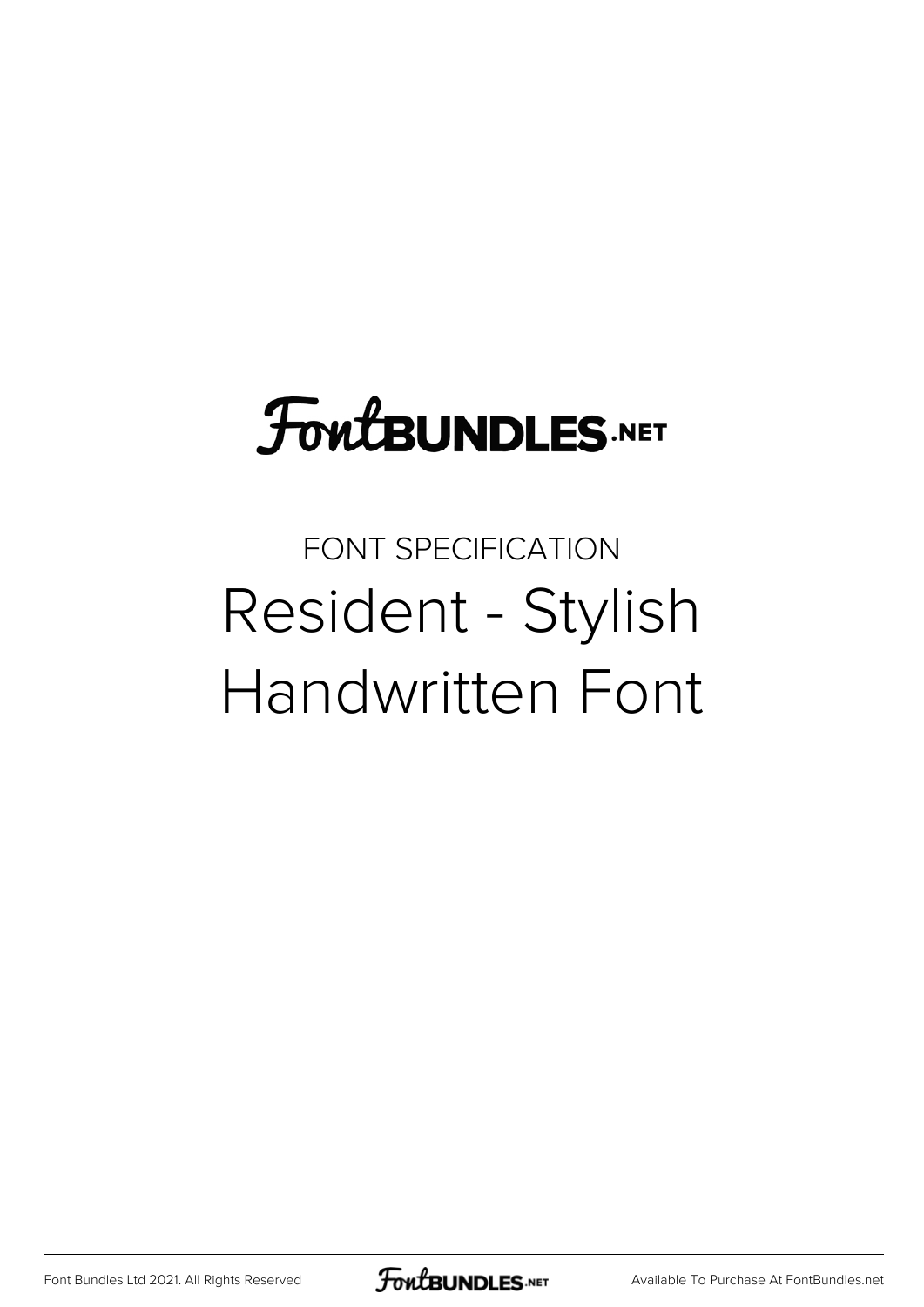FontBUNDLES.NET

FONT SPECIFICATION

# Resident - Stylish Handwritten Font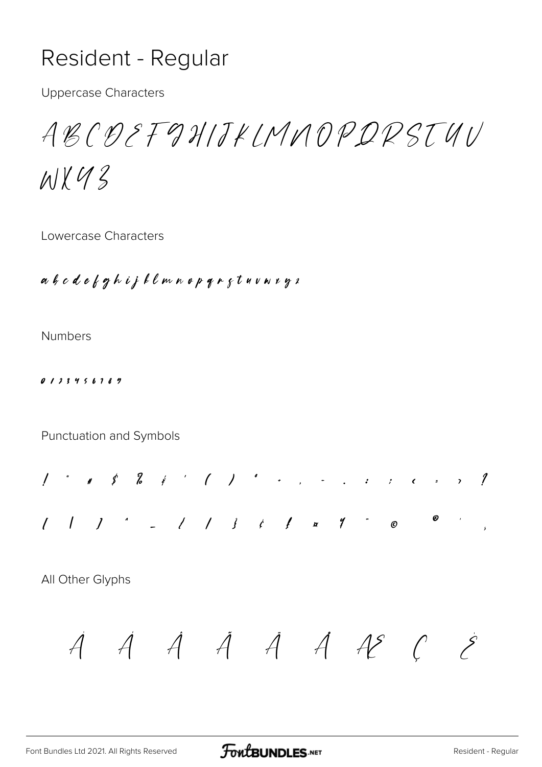# Resident - Regular

Uppercase Characters

A B C D E F G H I J K L M N O P Q R S T U V W X Y Z

Lowercase Characters

a b c d e f g h i j k l m n o p q r s t u v w x y z

Numbers

0 1 2 3 4 5 6 7 8 9

Punctuation and Symbols

! " # $ % & ' ( ) * + , - . : ; < = > ?

[ \ ] ^ _ { | } ¢ £ ¤ ¥ ¨ © ® ´ ¸

All Other Glyphs

À Á Â Ã Ä Å Æ Ç È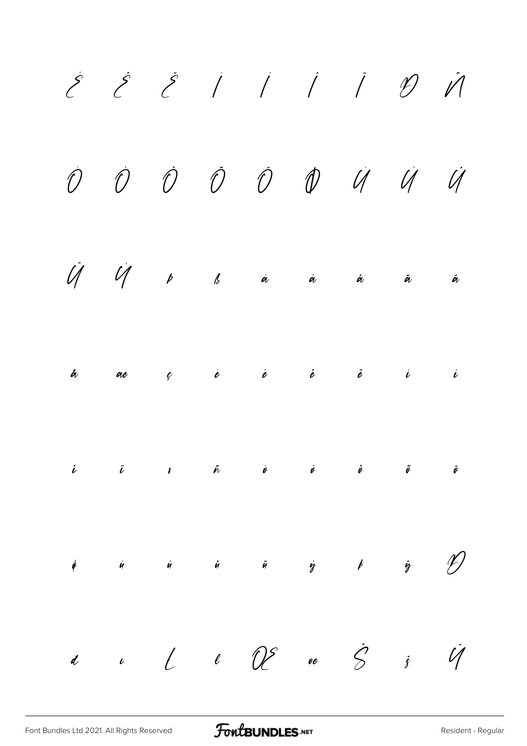È É Ê Ë Ì Í Î Ï Ð Ñ

Ò Ó Ô Õ Ö Ø Ù Ú Û

Ü Ý Þ ß à á â ã ä

å æ ç è é ê ë ì í

î ï ı ñ ò ó ô õ ö

ø ù ú û ü ý þ ÿ Đ

đ ı Ł ł Œ œ Š š Ÿ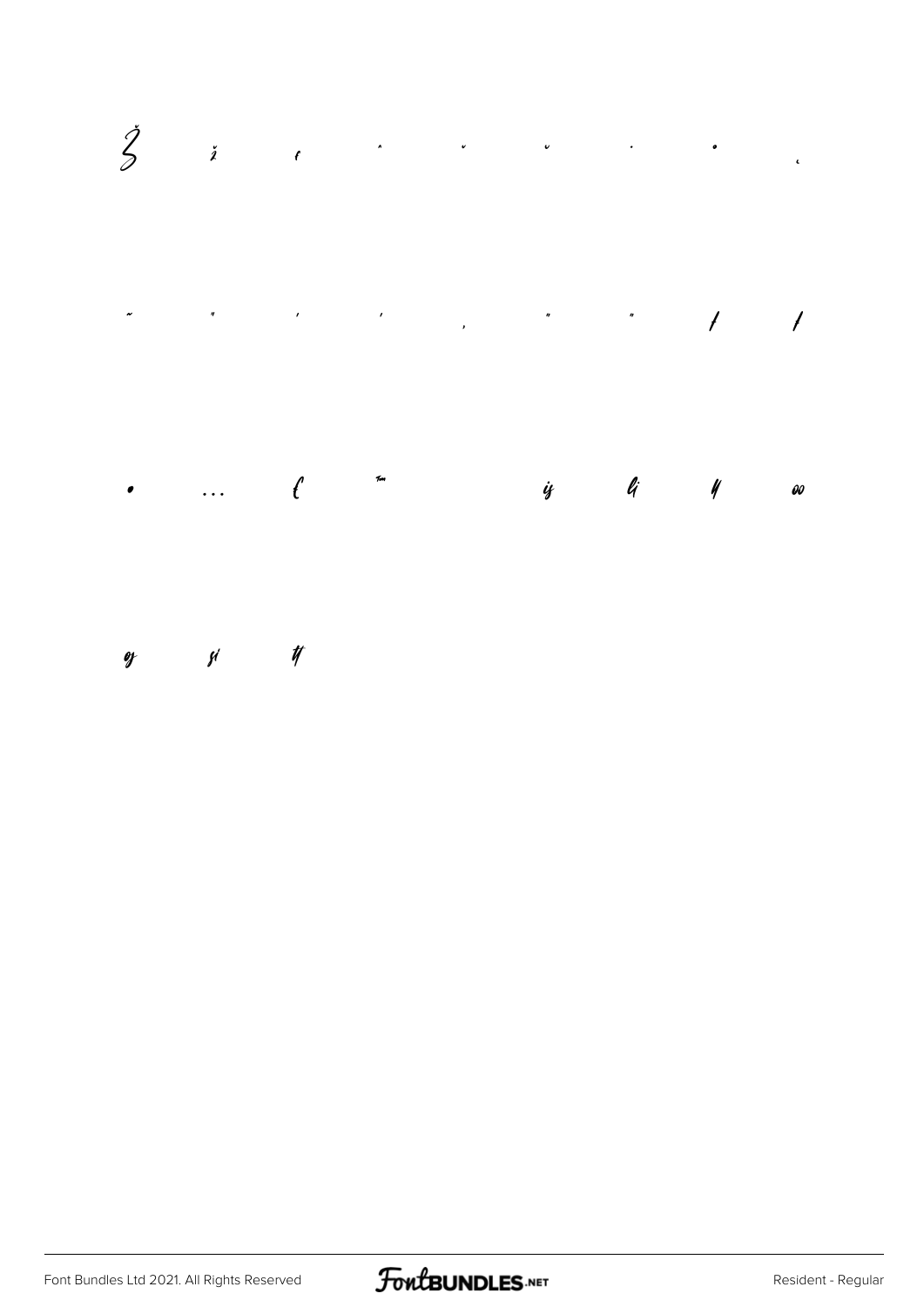Ž ž ı ˆ ˇ ˘ ˙ ˚ ˛

˜ ˝ ' ' ‚ " " / /

• … ƒ ™ ij lj ll oo

oj ji tt